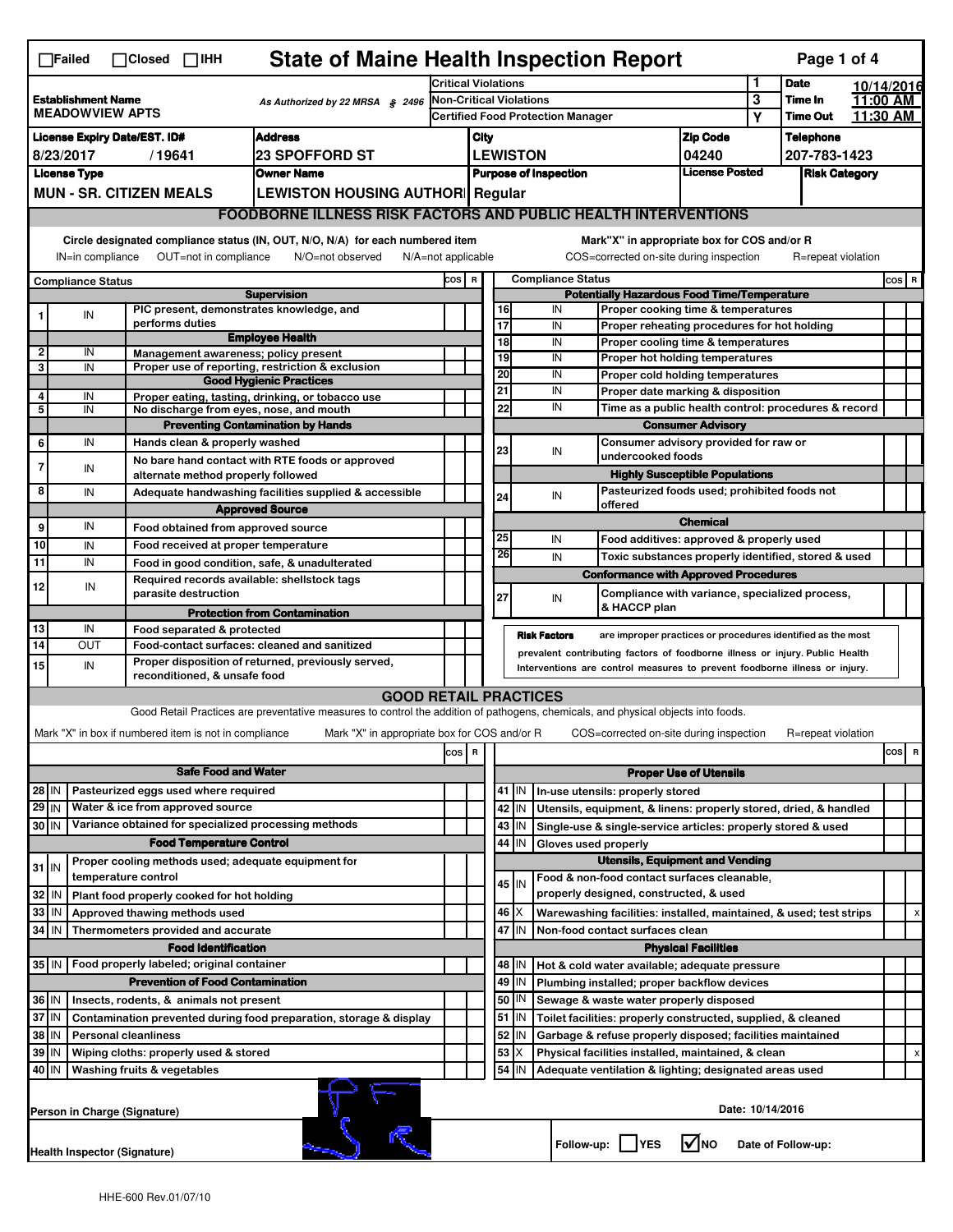☐Failed ☐Closed ☐IHH

# State of Maine Health Inspection Report

| | | | | |
|---|---|---|---|---|
| **Establishment Name** MEADOWVIEW APTS | As Authorized by 22 MRSA § 2496 | Critical Violations | 1 | **Date** 10/14/2016 |
| | | Non-Critical Violations | 3 | **Time In** 11:00 AM |
| | | Certified Food Protection Manager | Y | **Time Out** 11:30 AM |

| License Expiry Date/EST. ID# | Address | City | Zip Code | Telephone |
|---|---|---|---|---|
| 8/23/2017 / 19641 | 23 SPOFFORD ST | LEWISTON | 04240 | 207-783-1423 |

| License Type | Owner Name | Purpose of Inspection | License Posted | Risk Category |
|---|---|---|---|---|
| MUN - SR. CITIZEN MEALS | LEWISTON HOUSING AUTHORI | Regular | | |

## FOODBORNE ILLNESS RISK FACTORS AND PUBLIC HEALTH INTERVENTIONS

Circle designated compliance status (IN, OUT, N/O, N/A) for each numbered item
IN=in compliance OUT=not in compliance N/O=not observed N/A=not applicable

Mark"X" in appropriate box for COS and/or R
COS=corrected on-site during inspection R=repeat violation

| # | Compliance Status | Item | COS | R |
|---|---|---|---|---|
| | | **Supervision** | | |
| 1 | IN | PIC present, demonstrates knowledge, and performs duties | | |
| | | **Employee Health** | | |
| 2 | IN | Management awareness; policy present | | |
| 3 | IN | Proper use of reporting, restriction & exclusion | | |
| | | **Good Hygienic Practices** | | |
| 4 | IN | Proper eating, tasting, drinking, or tobacco use | | |
| 5 | IN | No discharge from eyes, nose, and mouth | | |
| | | **Preventing Contamination by Hands** | | |
| 6 | IN | Hands clean & properly washed | | |
| 7 | IN | No bare hand contact with RTE foods or approved alternate method properly followed | | |
| 8 | IN | Adequate handwashing facilities supplied & accessible | | |
| | | **Approved Source** | | |
| 9 | IN | Food obtained from approved source | | |
| 10 | IN | Food received at proper temperature | | |
| 11 | IN | Food in good condition, safe, & unadulterated | | |
| 12 | IN | Required records available: shellstock tags parasite destruction | | |
| | | **Protection from Contamination** | | |
| 13 | IN | Food separated & protected | | |
| 14 | OUT | Food-contact surfaces: cleaned and sanitized | | |
| 15 | IN | Proper disposition of returned, previously served, reconditioned, & unsafe food | | |
| | | **Potentially Hazardous Food Time/Temperature** | | |
| 16 | IN | Proper cooking time & temperatures | | |
| 17 | IN | Proper reheating procedures for hot holding | | |
| 18 | IN | Proper cooling time & temperatures | | |
| 19 | IN | Proper hot holding temperatures | | |
| 20 | IN | Proper cold holding temperatures | | |
| 21 | IN | Proper date marking & disposition | | |
| 22 | IN | Time as a public health control: procedures & record | | |
| | | **Consumer Advisory** | | |
| 23 | IN | Consumer advisory provided for raw or undercooked foods | | |
| | | **Highly Susceptible Populations** | | |
| 24 | IN | Pasteurized foods used; prohibited foods not offered | | |
| | | **Chemical** | | |
| 25 | IN | Food additives: approved & properly used | | |
| 26 | IN | Toxic substances properly identified, stored & used | | |
| | | **Conformance with Approved Procedures** | | |
| 27 | IN | Compliance with variance, specialized process, & HACCP plan | | |

**Risk Factors** are improper practices or procedures identified as the most prevalent contributing factors of foodborne illness or injury. Public Health Interventions are control measures to prevent foodborne illness or injury.

## GOOD RETAIL PRACTICES

Good Retail Practices are preventative measures to control the addition of pathogens, chemicals, and physical objects into foods.

Mark "X" in box if numbered item is not in compliance Mark "X" in appropriate box for COS and/or R COS=corrected on-site during inspection R=repeat violation

| # | Status | Item | COS | R |
|---|---|---|---|---|
| | | **Safe Food and Water** | | |
| 28 | IN | Pasteurized eggs used where required | | |
| 29 | IN | Water & ice from approved source | | |
| 30 | IN | Variance obtained for specialized processing methods | | |
| | | **Food Temperature Control** | | |
| 31 | IN | Proper cooling methods used; adequate equipment for temperature control | | |
| 32 | IN | Plant food properly cooked for hot holding | | |
| 33 | IN | Approved thawing methods used | | |
| 34 | IN | Thermometers provided and accurate | | |
| | | **Food Identification** | | |
| 35 | IN | Food properly labeled; original container | | |
| | | **Prevention of Food Contamination** | | |
| 36 | IN | Insects, rodents, & animals not present | | |
| 37 | IN | Contamination prevented during food preparation, storage & display | | |
| 38 | IN | Personal cleanliness | | |
| 39 | IN | Wiping cloths: properly used & stored | | |
| 40 | IN | Washing fruits & vegetables | | |
| | | **Proper Use of Utensils** | | |
| 41 | IN | In-use utensils: properly stored | | |
| 42 | IN | Utensils, equipment, & linens: properly stored, dried, & handled | | |
| 43 | IN | Single-use & single-service articles: properly stored & used | | |
| 44 | IN | Gloves used properly | | |
| | | **Utensils, Equipment and Vending** | | |
| 45 | IN | Food & non-food contact surfaces cleanable, properly designed, constructed, & used | | |
| 46 | X | Warewashing facilities: installed, maintained, & used; test strips | | x |
| 47 | IN | Non-food contact surfaces clean | | |
| | | **Physical Facilities** | | |
| 48 | IN | Hot & cold water available; adequate pressure | | |
| 49 | IN | Plumbing installed; proper backflow devices | | |
| 50 | IN | Sewage & waste water properly disposed | | |
| 51 | IN | Toilet facilities: properly constructed, supplied, & cleaned | | |
| 52 | IN | Garbage & refuse properly disposed; facilities maintained | | |
| 53 | X | Physical facilities installed, maintained, & clean | | x |
| 54 | IN | Adequate ventilation & lighting; designated areas used | | |

Person in Charge (Signature) [signature] Date: 10/14/2016

Health Inspector (Signature) [signature] Follow-up: ☐ YES ☑ NO Date of Follow-up:

HHE-600 Rev.01/07/10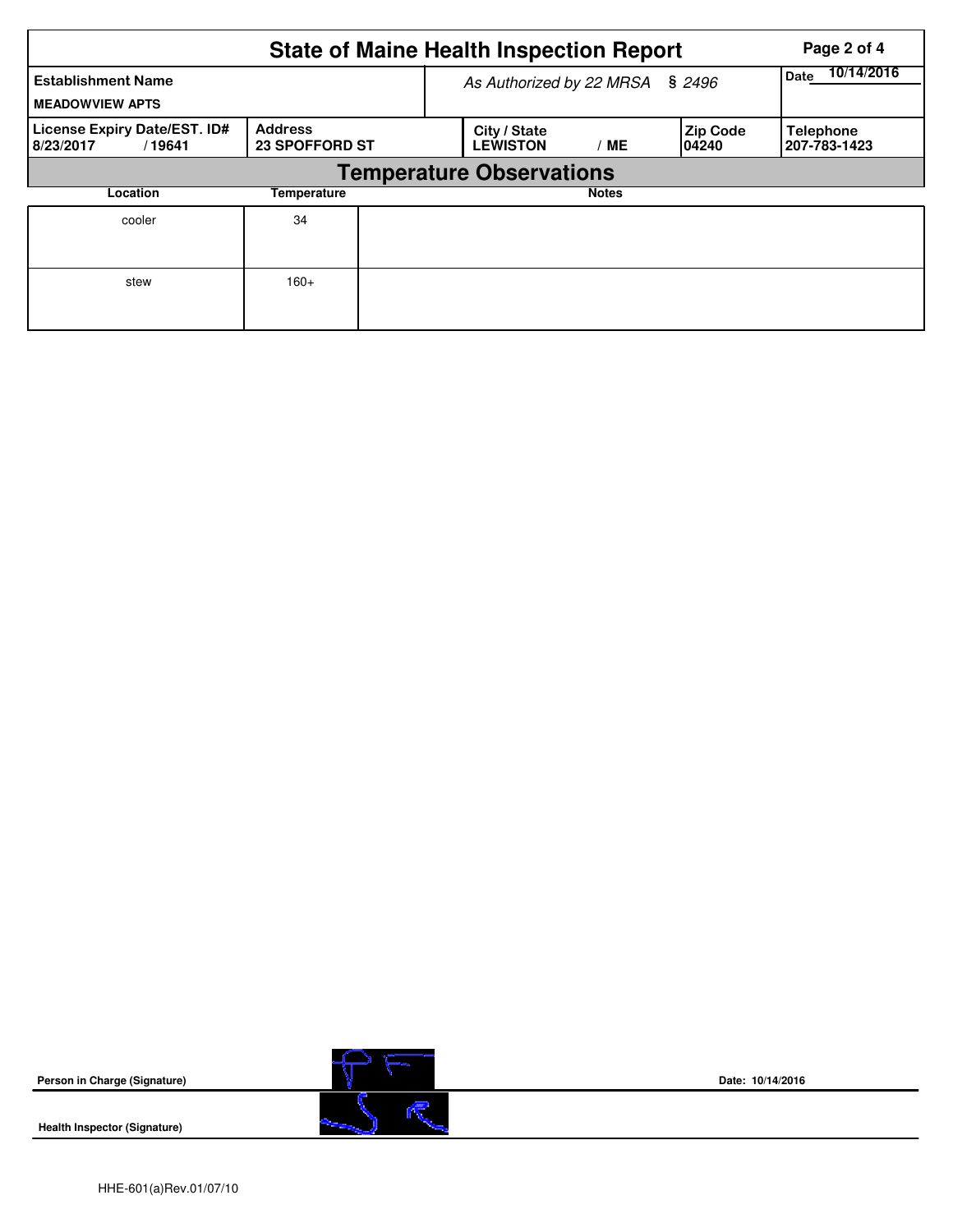# State of Maine Health Inspection Report

| Establishment Name | | As Authorized by 22 MRSA § 2496 | | | Date 10/14/2016 |
|---|---|---|---|---|---|
| MEADOWVIEW APTS | | | | | |
| License Expiry Date/EST. ID# | Address | City / State | | Zip Code | Telephone |
| 8/23/2017 / 19641 | 23 SPOFFORD ST | LEWISTON | / ME | 04240 | 207-783-1423 |

## Temperature Observations

| Location | Temperature | Notes |
|---|---|---|
| cooler | 34 | |
| stew | 160+ | |

**Person in Charge (Signature)**

**Date:** 10/14/2016

**Health Inspector (Signature)**

HHE-601(a)Rev.01/07/10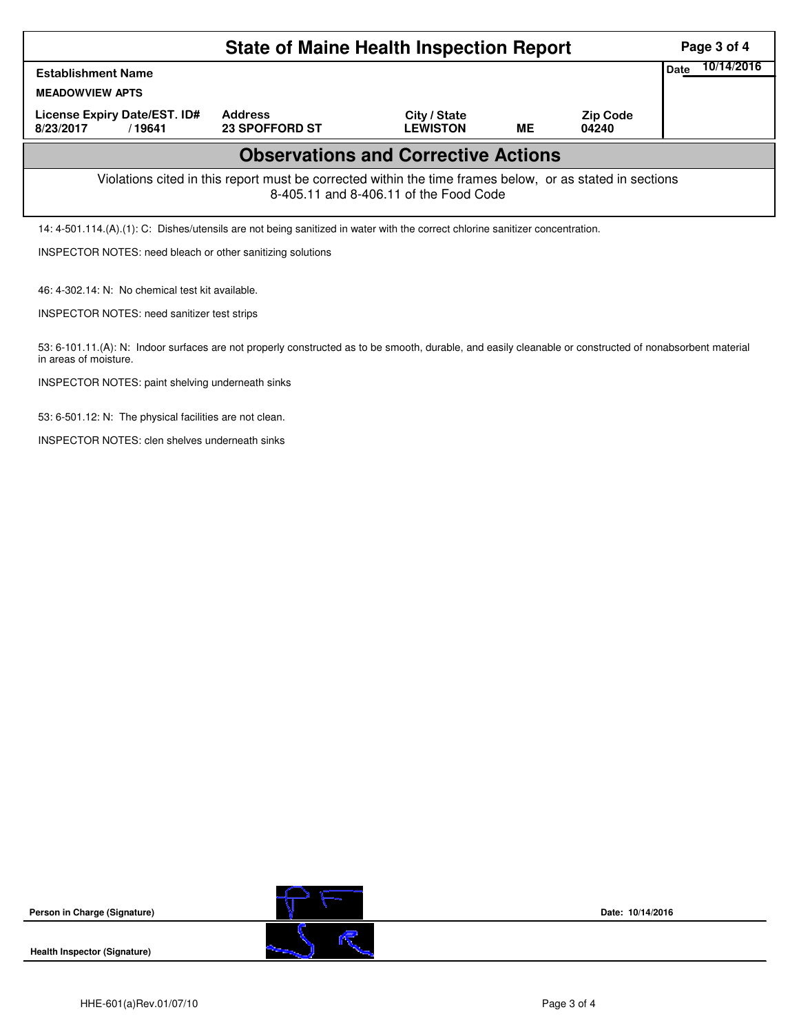# State of Maine Health Inspection Report

| Establishment Name | | | | | Date 10/14/2016 |
|---|---|---|---|---|---|
| MEADOWVIEW APTS | | | | | |
| License Expiry Date/EST. ID# | Address | City / State | | Zip Code | |
| 8/23/2017 / 19641 | 23 SPOFFORD ST | LEWISTON | ME | 04240 | |

## Observations and Corrective Actions

Violations cited in this report must be corrected within the time frames below, or as stated in sections 8-405.11 and 8-406.11 of the Food Code

14: 4-501.114.(A).(1): C: Dishes/utensils are not being sanitized in water with the correct chlorine sanitizer concentration.

INSPECTOR NOTES: need bleach or other sanitizing solutions

46: 4-302.14: N: No chemical test kit available.

INSPECTOR NOTES: need sanitizer test strips

53: 6-101.11.(A): N: Indoor surfaces are not properly constructed as to be smooth, durable, and easily cleanable or constructed of nonabsorbent material in areas of moisture.

INSPECTOR NOTES: paint shelving underneath sinks

53: 6-501.12: N: The physical facilities are not clean.

INSPECTOR NOTES: clen shelves underneath sinks

Person in Charge (Signature) Date: 10/14/2016

Health Inspector (Signature)

HHE-601(a)Rev.01/07/10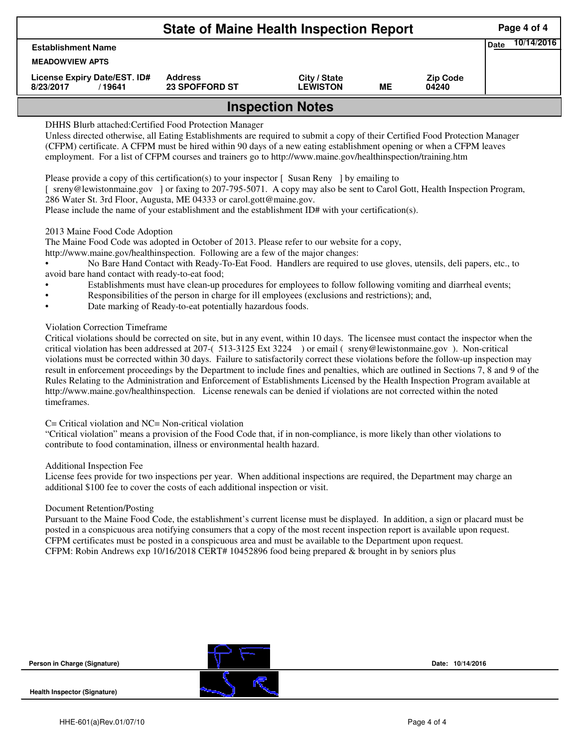# State of Maine Health Inspection Report

| | | | | | |
|---|---|---|---|---|---|
| **Establishment Name** | | | | | **Date** 10/14/2016 |
| **MEADOWVIEW APTS** | | | | | |
| **License Expiry Date/EST. ID#** | **Address** | **City / State** | | **Zip Code** | |
| **8/23/2017 / 19641** | **23 SPOFFORD ST** | **LEWISTON** | **ME** | **04240** | |

## Inspection Notes

DHHS Blurb attached:Certified Food Protection Manager
Unless directed otherwise, all Eating Establishments are required to submit a copy of their Certified Food Protection Manager (CFPM) certificate. A CFPM must be hired within 90 days of a new eating establishment opening or when a CFPM leaves employment. For a list of CFPM courses and trainers go to http://www.maine.gov/healthinspection/training.htm

Please provide a copy of this certification(s) to your inspector [ Susan Reny ] by emailing to [ sreny@lewistonmaine.gov ] or faxing to 207-795-5071. A copy may also be sent to Carol Gott, Health Inspection Program, 286 Water St. 3rd Floor, Augusta, ME 04333 or carol.gott@maine.gov.
Please include the name of your establishment and the establishment ID# with your certification(s).

2013 Maine Food Code Adoption
The Maine Food Code was adopted in October of 2013. Please refer to our website for a copy, http://www.maine.gov/healthinspection. Following are a few of the major changes:

- No Bare Hand Contact with Ready-To-Eat Food. Handlers are required to use gloves, utensils, deli papers, etc., to avoid bare hand contact with ready-to-eat food;
- Establishments must have clean-up procedures for employees to follow following vomiting and diarrheal events;
- Responsibilities of the person in charge for ill employees (exclusions and restrictions); and,
- Date marking of Ready-to-eat potentially hazardous foods.

Violation Correction Timeframe
Critical violations should be corrected on site, but in any event, within 10 days. The licensee must contact the inspector when the critical violation has been addressed at 207-( 513-3125 Ext 3224 ) or email ( sreny@lewistonmaine.gov ). Non-critical violations must be corrected within 30 days. Failure to satisfactorily correct these violations before the follow-up inspection may result in enforcement proceedings by the Department to include fines and penalties, which are outlined in Sections 7, 8 and 9 of the Rules Relating to the Administration and Enforcement of Establishments Licensed by the Health Inspection Program available at http://www.maine.gov/healthinspection. License renewals can be denied if violations are not corrected within the noted timeframes.

C= Critical violation and NC= Non-critical violation
"Critical violation" means a provision of the Food Code that, if in non-compliance, is more likely than other violations to contribute to food contamination, illness or environmental health hazard.

Additional Inspection Fee
License fees provide for two inspections per year. When additional inspections are required, the Department may charge an additional $100 fee to cover the costs of each additional inspection or visit.

Document Retention/Posting
Pursuant to the Maine Food Code, the establishment's current license must be displayed. In addition, a sign or placard must be posted in a conspicuous area notifying consumers that a copy of the most recent inspection report is available upon request. CFPM certificates must be posted in a conspicuous area and must be available to the Department upon request.
CFPM: Robin Andrews exp 10/16/2018 CERT# 10452896 food being prepared & brought in by seniors plus

**Person in Charge (Signature)** **Date: 10/14/2016**

**Health Inspector (Signature)**

HHE-601(a)Rev.01/07/10